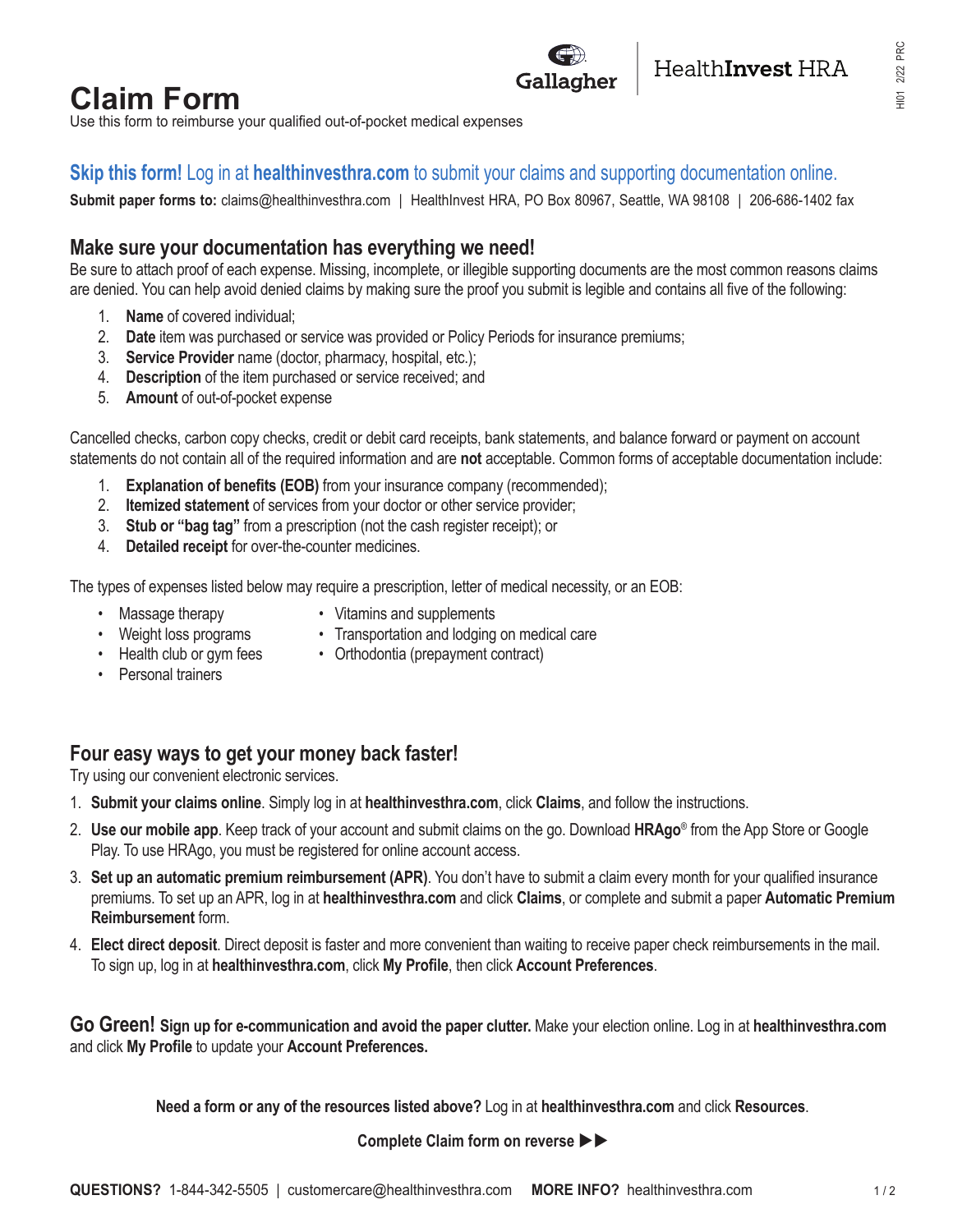Gallager | HealthInvest HRA

# Claim Form

Use this form to reimburse your qualified out-of-pocket medical expenses

**Skip this form!** Log in at **healthinvesthra.com** to submit your claims and supporting documentation online.

**Submit paper forms to:** claims@healthinvesthra.com | HealthInvest HRA, PO Box 80967, Seattle, WA 98108 | 206-686-1402 fax

## Make sure your documentation has everything we need!

Be sure to attach proof of each expense. Missing, incomplete, or illegible supporting documents are the most common reasons claims are denied. You can help avoid denied claims by making sure the proof you submit is legible and contains all five of the following:

1. **Name** of covered individual;
2. **Date** item was purchased or service was provided or Policy Periods for insurance premiums;
3. **Service Provider** name (doctor, pharmacy, hospital, etc.);
4. **Description** of the item purchased or service received; and
5. **Amount** of out-of-pocket expense

Cancelled checks, carbon copy checks, credit or debit card receipts, bank statements, and balance forward or payment on account statements do not contain all of the required information and are **not** acceptable. Common forms of acceptable documentation include:

1. **Explanation of benefits (EOB)** from your insurance company (recommended);
2. **Itemized statement** of services from your doctor or other service provider;
3. **Stub or "bag tag"** from a prescription (not the cash register receipt); or
4. **Detailed receipt** for over-the-counter medicines.

The types of expenses listed below may require a prescription, letter of medical necessity, or an EOB:

- Massage therapy
- Weight loss programs
- Health club or gym fees
- Personal trainers
- Vitamins and supplements
- Transportation and lodging on medical care
- Orthodontia (prepayment contract)

## Four easy ways to get your money back faster!

Try using our convenient electronic services.

1. **Submit your claims online**. Simply log in at **healthinvesthra.com**, click **Claims**, and follow the instructions.
2. **Use our mobile app**. Keep track of your account and submit claims on the go. Download **HRAgo**® from the App Store or Google Play. To use HRAgo, you must be registered for online account access.
3. **Set up an automatic premium reimbursement (APR)**. You don't have to submit a claim every month for your qualified insurance premiums. To set up an APR, log in at **healthinvesthra.com** and click **Claims**, or complete and submit a paper **Automatic Premium Reimbursement** form.
4. **Elect direct deposit**. Direct deposit is faster and more convenient than waiting to receive paper check reimbursements in the mail. To sign up, log in at **healthinvesthra.com**, click **My Profile**, then click **Account Preferences**.

**Go Green! Sign up for e-communication and avoid the paper clutter.** Make your election online. Log in at **healthinvesthra.com** and click **My Profile** to update your **Account Preferences.**

**Need a form or any of the resources listed above?** Log in at **healthinvesthra.com** and click **Resources**.

**Complete Claim form on reverse ▶▶**

**QUESTIONS?** 1-844-342-5505 | customercare@healthinvesthra.com **MORE INFO?** healthinvesthra.com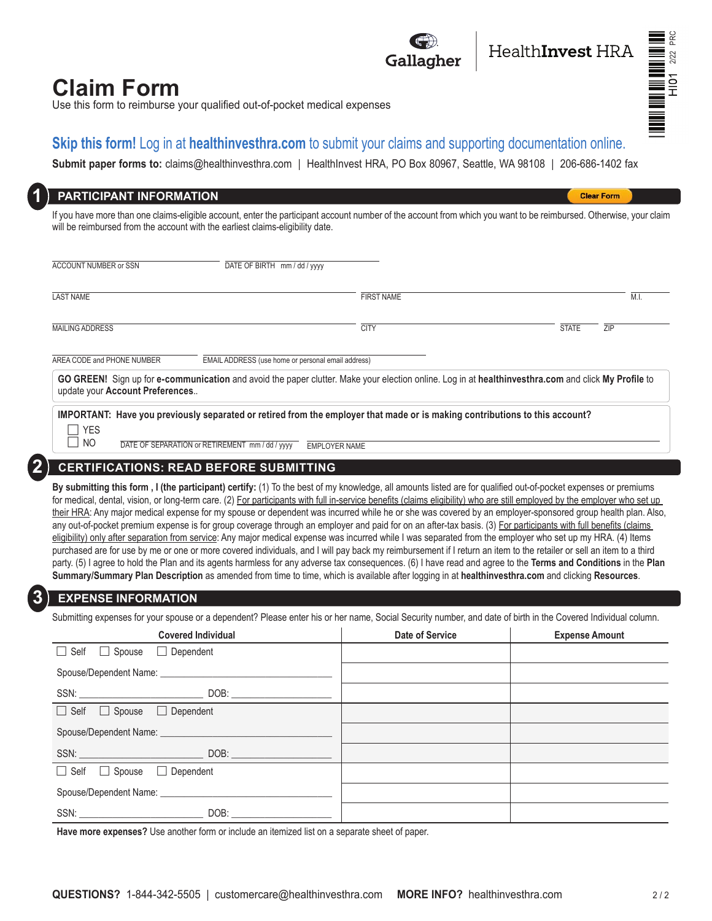Gallagher | HealthInvest HRA

# Claim Form

Use this form to reimburse your qualified out-of-pocket medical expenses

**Skip this form!** Log in at **healthinvesthra.com** to submit your claims and supporting documentation online.

**Submit paper forms to:** claims@healthinvesthra.com | HealthInvest HRA, PO Box 80967, Seattle, WA 98108 | 206-686-1402 fax

## 1 PARTICIPANT INFORMATION

Clear Form

If you have more than one claims-eligible account, enter the participant account number of the account from which you want to be reimbursed. Otherwise, your claim will be reimbursed from the account with the earliest claims-eligibility date.

ACCOUNT NUMBER or SSN ____________ DATE OF BIRTH mm / dd / yyyy ____________

LAST NAME ____________ FIRST NAME ____________ M.I. ____

MAILING ADDRESS ____________ CITY ____________ STATE ____ ZIP ____

AREA CODE and PHONE NUMBER ____________ EMAIL ADDRESS (use home or personal email address) ____________

**GO GREEN!** Sign up for **e-communication** and avoid the paper clutter. Make your election online. Log in at **healthinvesthra.com** and click **My Profile** to update your **Account Preferences**..

**IMPORTANT: Have you previously separated or retired from the employer that made or is making contributions to this account?**

☐ YES

☐ NO DATE OF SEPARATION or RETIREMENT mm / dd / yyyy ____________ EMPLOYER NAME ____________

## 2 CERTIFICATIONS: READ BEFORE SUBMITTING

**By submitting this form , I (the participant) certify:** (1) To the best of my knowledge, all amounts listed are for qualified out-of-pocket expenses or premiums for medical, dental, vision, or long-term care. (2) For participants with full in-service benefits (claims eligibility) who are still employed by the employer who set up their HRA: Any major medical expense for my spouse or dependent was incurred while he or she was covered by an employer-sponsored group health plan. Also, any out-of-pocket premium expense is for group coverage through an employer and paid for on an after-tax basis. (3) For participants with full benefits (claims eligibility) only after separation from service: Any major medical expense was incurred while I was separated from the employer who set up my HRA. (4) Items purchased are for use by me or one or more covered individuals, and I will pay back my reimbursement if I return an item to the retailer or sell an item to a third party. (5) I agree to hold the Plan and its agents harmless for any adverse tax consequences. (6) I have read and agree to the **Terms and Conditions** in the **Plan Summary/Summary Plan Description** as amended from time to time, which is available after logging in at **healthinvesthra.com** and clicking **Resources**.

## 3 EXPENSE INFORMATION

Submitting expenses for your spouse or a dependent? Please enter his or her name, Social Security number, and date of birth in the Covered Individual column.

| Covered Individual | Date of Service | Expense Amount |
|---|---|---|
| ☐ Self ☐ Spouse ☐ Dependent | | |
| Spouse/Dependent Name: ____________ | | |
| SSN: ____________ DOB: ____________ | | |
| ☐ Self ☐ Spouse ☐ Dependent | | |
| Spouse/Dependent Name: ____________ | | |
| SSN: ____________ DOB: ____________ | | |
| ☐ Self ☐ Spouse ☐ Dependent | | |
| Spouse/Dependent Name: ____________ | | |
| SSN: ____________ DOB: ____________ | | |

**Have more expenses?** Use another form or include an itemized list on a separate sheet of paper.

**QUESTIONS?** 1-844-342-5505 | customercare@healthinvesthra.com **MORE INFO?** healthinvesthra.com